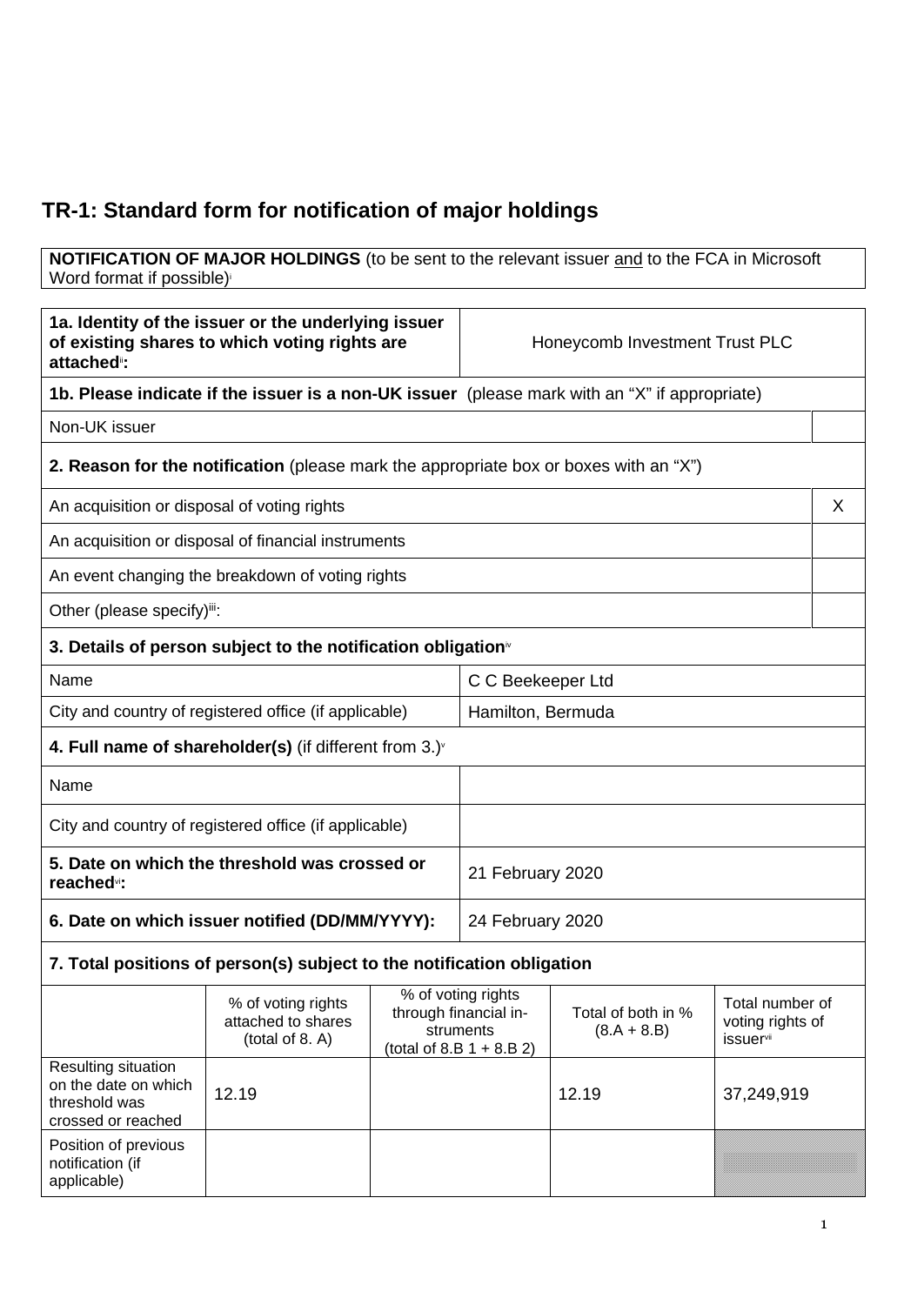# TR-1: Standard form for notification of major holdings

| |
|---|
| **NOTIFICATION OF MAJOR HOLDINGS** (to be sent to the relevant issuer and to the FCA in Microsoft Word format if possible)[i] |

| | |
|---|---|
| **1a. Identity of the issuer or the underlying issuer of existing shares to which voting rights are attached[ii]:** | Honeycomb Investment Trust PLC |

| | |
|---|---|
| **1b. Please indicate if the issuer is a non-UK issuer** (please mark with an "X" if appropriate) | |
| Non-UK issuer | |

| | |
|---|---|
| **2. Reason for the notification** (please mark the appropriate box or boxes with an "X") | |
| An acquisition or disposal of voting rights | X |
| An acquisition or disposal of financial instruments | |
| An event changing the breakdown of voting rights | |
| Other (please specify)[iii]: | |

| | |
|---|---|
| **3. Details of person subject to the notification obligation**[iv] | |
| Name | C C Beekeeper Ltd |
| City and country of registered office (if applicable) | Hamilton, Bermuda |

| | |
|---|---|
| **4. Full name of shareholder(s)** (if different from 3.)[v] | |
| Name | |
| City and country of registered office (if applicable) | |

| | |
|---|---|
| **5. Date on which the threshold was crossed or reached[vi]:** | 21 February 2020 |
| **6. Date on which issuer notified (DD/MM/YYYY):** | 24 February 2020 |

**7. Total positions of person(s) subject to the notification obligation**

| | % of voting rights attached to shares (total of 8. A) | % of voting rights through financial instruments (total of 8.B 1 + 8.B 2) | Total of both in % (8.A + 8.B) | Total number of voting rights of issuer[vii] |
|---|---|---|---|---|
| Resulting situation on the date on which threshold was crossed or reached | 12.19 | | 12.19 | 37,249,919 |
| Position of previous notification (if applicable) | | | | |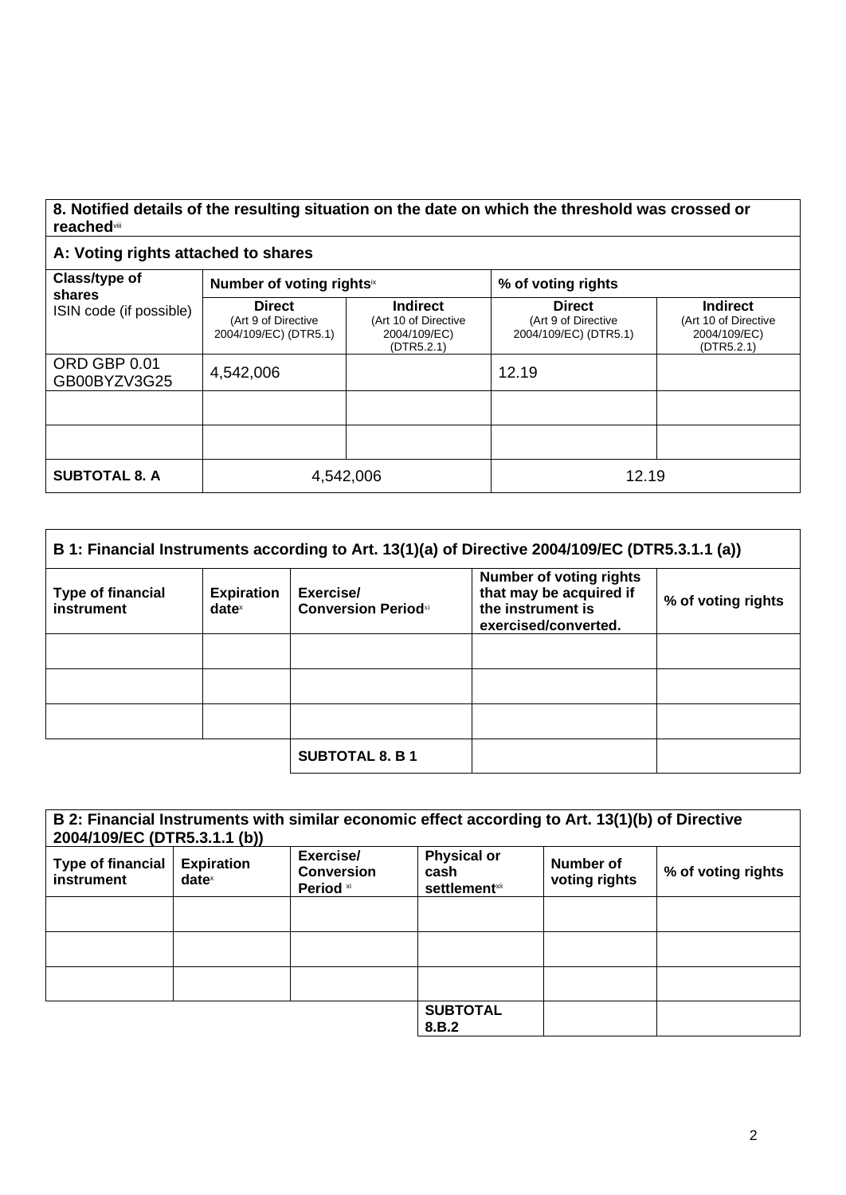## 8. Notified details of the resulting situation on the date on which the threshold was crossed or reached[viii]

### A: Voting rights attached to shares

| Class/type of shares ISIN code (if possible) | Number of voting rights[ix] | | % of voting rights | |
|---|---|---|---|---|
| | **Direct** (Art 9 of Directive 2004/109/EC) (DTR5.1) | **Indirect** (Art 10 of Directive 2004/109/EC) (DTR5.2.1) | **Direct** (Art 9 of Directive 2004/109/EC) (DTR5.1) | **Indirect** (Art 10 of Directive 2004/109/EC) (DTR5.2.1) |
| ORD GBP 0.01 GB00BYZV3G25 | 4,542,006 | | 12.19 | |
| | | | | |
| | | | | |
| **SUBTOTAL 8. A** | 4,542,006 | | 12.19 | |

### B 1: Financial Instruments according to Art. 13(1)(a) of Directive 2004/109/EC (DTR5.3.1.1 (a))

| Type of financial instrument | Expiration date[x] | Exercise/ Conversion Period[xi] | Number of voting rights that may be acquired if the instrument is exercised/converted. | % of voting rights |
|---|---|---|---|---|
| | | | | |
| | | | | |
| | | | | |
| | | **SUBTOTAL 8. B 1** | | |

### B 2: Financial Instruments with similar economic effect according to Art. 13(1)(b) of Directive 2004/109/EC (DTR5.3.1.1 (b))

| Type of financial instrument | Expiration date[x] | Exercise/ Conversion Period[xi] | Physical or cash settlement[xii] | Number of voting rights | % of voting rights |
|---|---|---|---|---|---|
| | | | | | |
| | | | | | |
| | | | | | |
| | | | **SUBTOTAL 8.B.2** | | |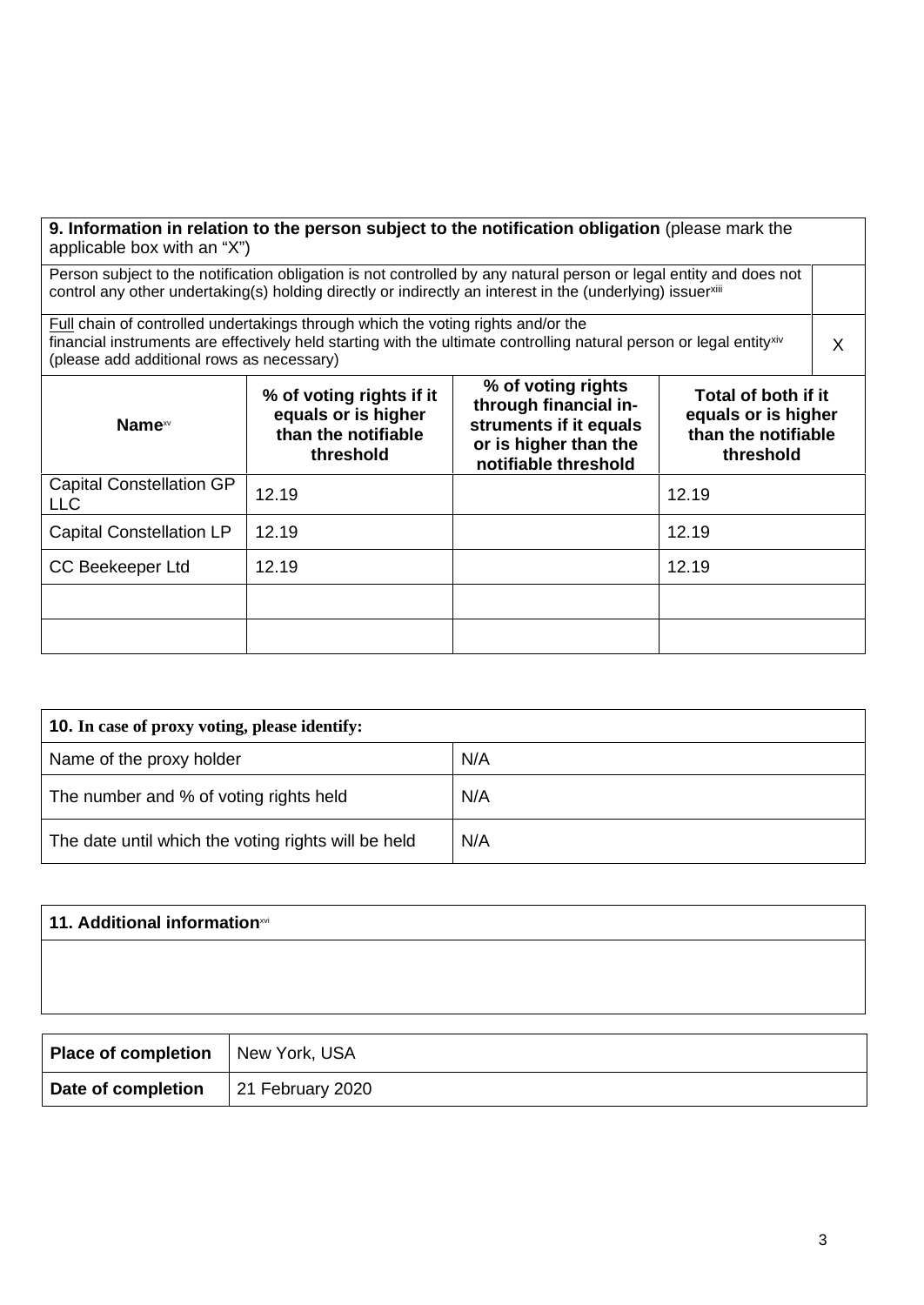| **9. Information in relation to the person subject to the notification obligation** (please mark the applicable box with an "X") | | | | |
|---|---|---|---|---|
| Person subject to the notification obligation is not controlled by any natural person or legal entity and does not control any other undertaking(s) holding directly or indirectly an interest in the (underlying) issuer[xiii] | | | | |
| Full chain of controlled undertakings through which the voting rights and/or the financial instruments are effectively held starting with the ultimate controlling natural person or legal entity[xiv] (please add additional rows as necessary) | | | | X |
| **Name**[xv] | **% of voting rights if it equals or is higher than the notifiable threshold** | **% of voting rights through financial instruments if it equals or is higher than the notifiable threshold** | **Total of both if it equals or is higher than the notifiable threshold** | |
| Capital Constellation GP LLC | 12.19 | | 12.19 | |
| Capital Constellation LP | 12.19 | | 12.19 | |
| CC Beekeeper Ltd | 12.19 | | 12.19 | |
| | | | | |
| | | | | |

| **10. In case of proxy voting, please identify:** | |
|---|---|
| Name of the proxy holder | N/A |
| The number and % of voting rights held | N/A |
| The date until which the voting rights will be held | N/A |

| **11. Additional information**[xvi] |
|---|
| |

| | |
|---|---|
| **Place of completion** | New York, USA |
| **Date of completion** | 21 February 2020 |